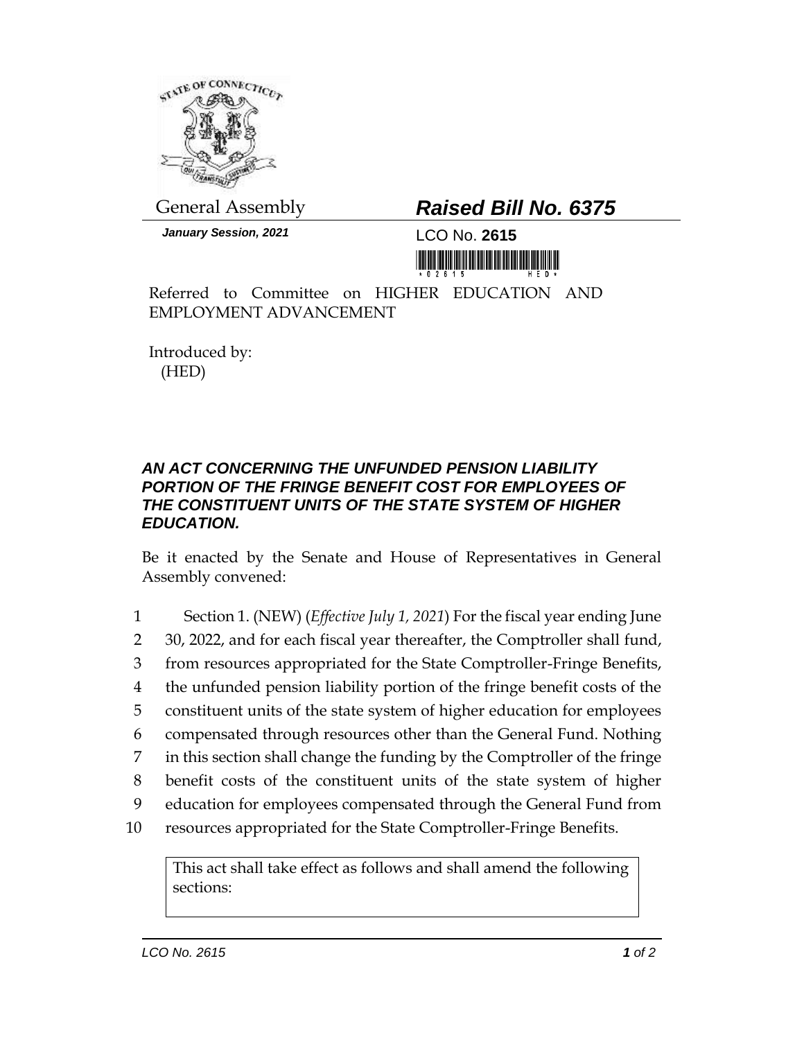General Assembly

***January Session, 2021***

## ***Raised Bill No. 6375***

LCO No. **2615**

Referred to Committee on HIGHER EDUCATION AND EMPLOYMENT ADVANCEMENT

Introduced by:
(HED)

### ***AN ACT CONCERNING THE UNFUNDED PENSION LIABILITY PORTION OF THE FRINGE BENEFIT COST FOR EMPLOYEES OF THE CONSTITUENT UNITS OF THE STATE SYSTEM OF HIGHER EDUCATION.***

Be it enacted by the Senate and House of Representatives in General Assembly convened:

1 Section 1. (NEW) (*Effective July 1, 2021*) For the fiscal year ending June
2 30, 2022, and for each fiscal year thereafter, the Comptroller shall fund,
3 from resources appropriated for the State Comptroller-Fringe Benefits,
4 the unfunded pension liability portion of the fringe benefit costs of the
5 constituent units of the state system of higher education for employees
6 compensated through resources other than the General Fund. Nothing
7 in this section shall change the funding by the Comptroller of the fringe
8 benefit costs of the constituent units of the state system of higher
9 education for employees compensated through the General Fund from
10 resources appropriated for the State Comptroller-Fringe Benefits.

| This act shall take effect as follows and shall amend the following sections: |
| --- |
| |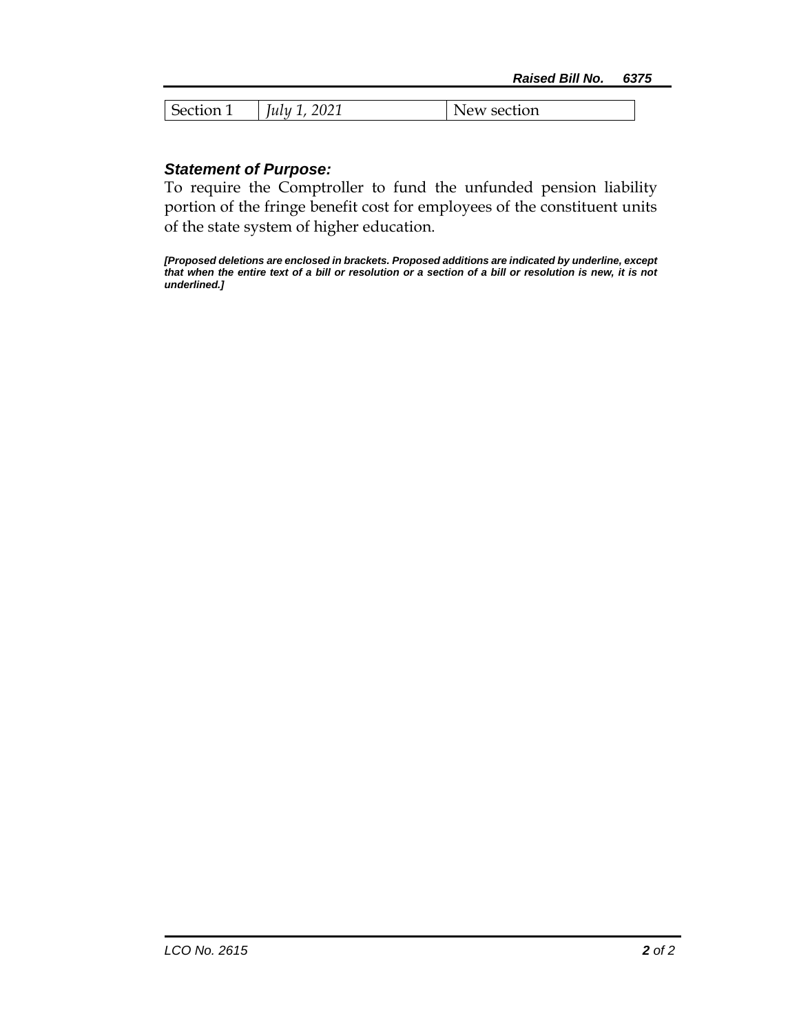| | | |
|---|---|---|
| Section 1 | *July 1, 2021* | New section |

### *Statement of Purpose:*

To require the Comptroller to fund the unfunded pension liability portion of the fringe benefit cost for employees of the constituent units of the state system of higher education.

***[Proposed deletions are enclosed in brackets. Proposed additions are indicated by underline, except that when the entire text of a bill or resolution or a section of a bill or resolution is new, it is not underlined.]***